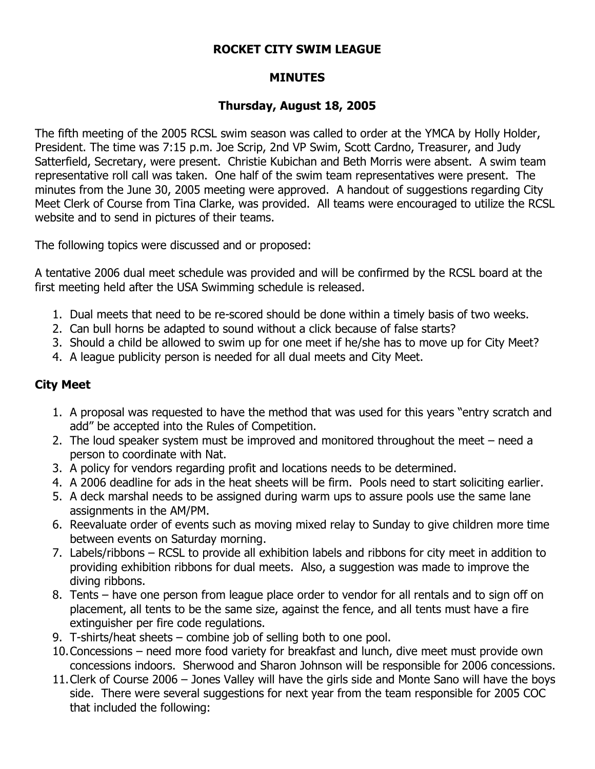**ROCKET CITY SWIM LEAGUE**

**MINUTES**

**Thursday, August 18, 2005**

The fifth meeting of the 2005 RCSL swim season was called to order at the YMCA by Holly Holder, President. The time was 7:15 p.m. Joe Scrip, 2nd VP Swim, Scott Cardno, Treasurer, and Judy Satterfield, Secretary, were present. Christie Kubichan and Beth Morris were absent. A swim team representative roll call was taken. One half of the swim team representatives were present. The minutes from the June 30, 2005 meeting were approved. A handout of suggestions regarding City Meet Clerk of Course from Tina Clarke, was provided. All teams were encouraged to utilize the RCSL website and to send in pictures of their teams.

The following topics were discussed and or proposed:

A tentative 2006 dual meet schedule was provided and will be confirmed by the RCSL board at the first meeting held after the USA Swimming schedule is released.

1. Dual meets that need to be re-scored should be done within a timely basis of two weeks.
2. Can bull horns be adapted to sound without a click because of false starts?
3. Should a child be allowed to swim up for one meet if he/she has to move up for City Meet?
4. A league publicity person is needed for all dual meets and City Meet.

### City Meet

1. A proposal was requested to have the method that was used for this years "entry scratch and add" be accepted into the Rules of Competition.
2. The loud speaker system must be improved and monitored throughout the meet – need a person to coordinate with Nat.
3. A policy for vendors regarding profit and locations needs to be determined.
4. A 2006 deadline for ads in the heat sheets will be firm. Pools need to start soliciting earlier.
5. A deck marshal needs to be assigned during warm ups to assure pools use the same lane assignments in the AM/PM.
6. Reevaluate order of events such as moving mixed relay to Sunday to give children more time between events on Saturday morning.
7. Labels/ribbons – RCSL to provide all exhibition labels and ribbons for city meet in addition to providing exhibition ribbons for dual meets. Also, a suggestion was made to improve the diving ribbons.
8. Tents – have one person from league place order to vendor for all rentals and to sign off on placement, all tents to be the same size, against the fence, and all tents must have a fire extinguisher per fire code regulations.
9. T-shirts/heat sheets – combine job of selling both to one pool.
10. Concessions – need more food variety for breakfast and lunch, dive meet must provide own concessions indoors. Sherwood and Sharon Johnson will be responsible for 2006 concessions.
11. Clerk of Course 2006 – Jones Valley will have the girls side and Monte Sano will have the boys side. There were several suggestions for next year from the team responsible for 2005 COC that included the following: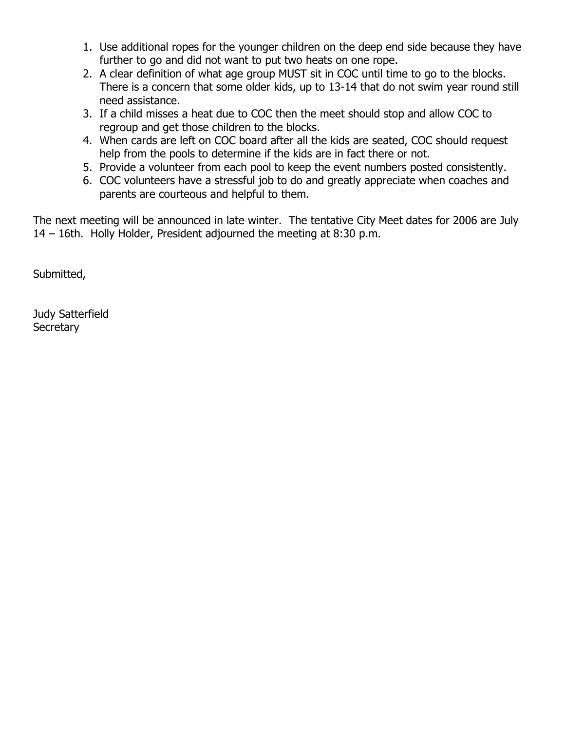1. Use additional ropes for the younger children on the deep end side because they have further to go and did not want to put two heats on one rope.
2. A clear definition of what age group MUST sit in COC until time to go to the blocks. There is a concern that some older kids, up to 13-14 that do not swim year round still need assistance.
3. If a child misses a heat due to COC then the meet should stop and allow COC to regroup and get those children to the blocks.
4. When cards are left on COC board after all the kids are seated, COC should request help from the pools to determine if the kids are in fact there or not.
5. Provide a volunteer from each pool to keep the event numbers posted consistently.
6. COC volunteers have a stressful job to do and greatly appreciate when coaches and parents are courteous and helpful to them.

The next meeting will be announced in late winter. The tentative City Meet dates for 2006 are July 14 – 16th. Holly Holder, President adjourned the meeting at 8:30 p.m.

Submitted,

Judy Satterfield
Secretary